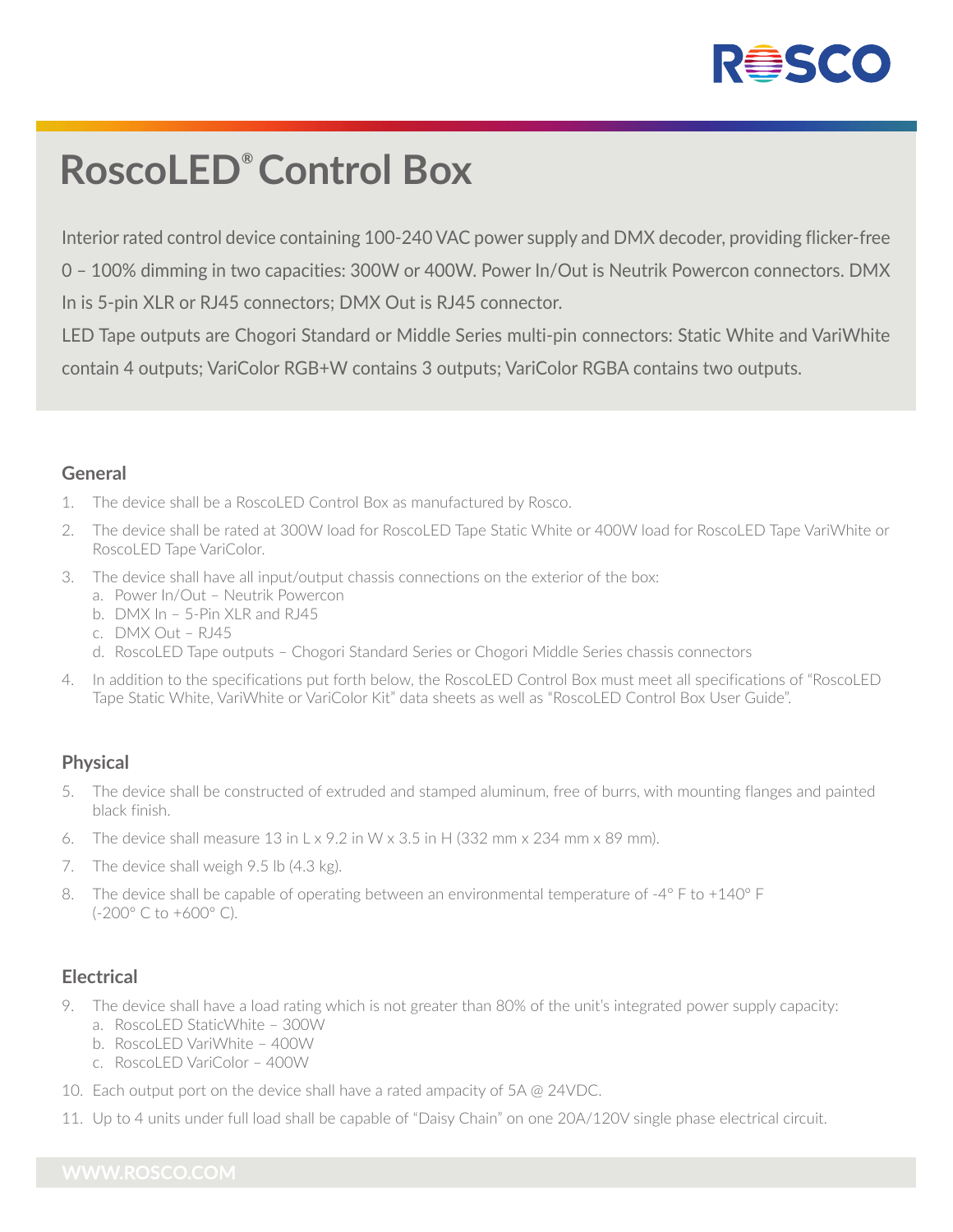# RoscoLED® Control Box

Interior rated control device containing 100-240 VAC power supply and DMX decoder, providing flicker-free 0 – 100% dimming in two capacities: 300W or 400W. Power In/Out is Neutrik Powercon connectors. DMX In is 5-pin XLR or RJ45 connectors; DMX Out is RJ45 connector.

LED Tape outputs are Chogori Standard or Middle Series multi-pin connectors: Static White and VariWhite contain 4 outputs; VariColor RGB+W contains 3 outputs; VariColor RGBA contains two outputs.

## General

1. The device shall be a RoscoLED Control Box as manufactured by Rosco.
2. The device shall be rated at 300W load for RoscoLED Tape Static White or 400W load for RoscoLED Tape VariWhite or RoscoLED Tape VariColor.
3. The device shall have all input/output chassis connections on the exterior of the box:
   a. Power In/Out – Neutrik Powercon
   b. DMX In – 5-Pin XLR and RJ45
   c. DMX Out – RJ45
   d. RoscoLED Tape outputs – Chogori Standard Series or Chogori Middle Series chassis connectors
4. In addition to the specifications put forth below, the RoscoLED Control Box must meet all specifications of "RoscoLED Tape Static White, VariWhite or VariColor Kit" data sheets as well as "RoscoLED Control Box User Guide".

## Physical

5. The device shall be constructed of extruded and stamped aluminum, free of burrs, with mounting flanges and painted black finish.
6. The device shall measure 13 in L x 9.2 in W x 3.5 in H (332 mm x 234 mm x 89 mm).
7. The device shall weigh 9.5 lb (4.3 kg).
8. The device shall be capable of operating between an environmental temperature of -4° F to +140° F (-200° C to +600° C).

## Electrical

9. The device shall have a load rating which is not greater than 80% of the unit's integrated power supply capacity:
   a. RoscoLED StaticWhite – 300W
   b. RoscoLED VariWhite – 400W
   c. RoscoLED VariColor – 400W
10. Each output port on the device shall have a rated ampacity of 5A @ 24VDC.
11. Up to 4 units under full load shall be capable of "Daisy Chain" on one 20A/120V single phase electrical circuit.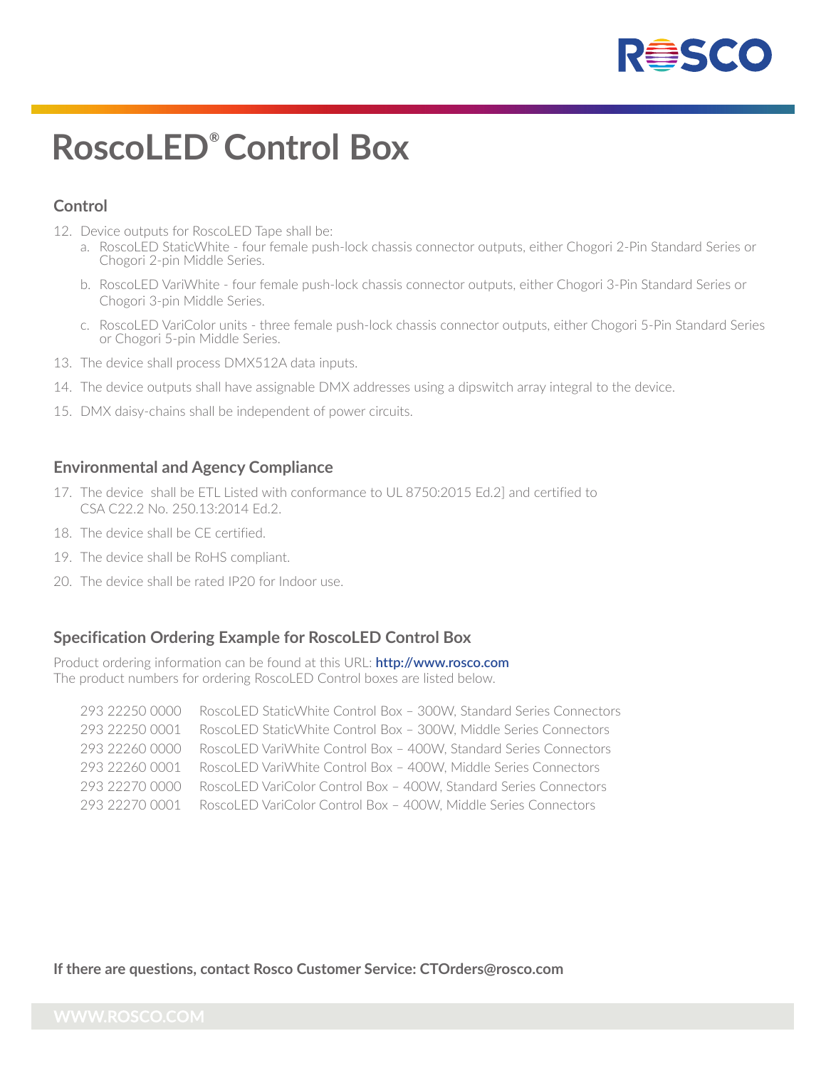# RoscoLED® Control Box

## Control

12. Device outputs for RoscoLED Tape shall be:
    a. RoscoLED StaticWhite - four female push-lock chassis connector outputs, either Chogori 2-Pin Standard Series or Chogori 2-pin Middle Series.
    b. RoscoLED VariWhite - four female push-lock chassis connector outputs, either Chogori 3-Pin Standard Series or Chogori 3-pin Middle Series.
    c. RoscoLED VariColor units - three female push-lock chassis connector outputs, either Chogori 5-Pin Standard Series or Chogori 5-pin Middle Series.
13. The device shall process DMX512A data inputs.
14. The device outputs shall have assignable DMX addresses using a dipswitch array integral to the device.
15. DMX daisy-chains shall be independent of power circuits.

## Environmental and Agency Compliance

17. The device shall be ETL Listed with conformance to UL 8750:2015 Ed.2] and certified to CSA C22.2 No. 250.13:2014 Ed.2.
18. The device shall be CE certified.
19. The device shall be RoHS compliant.
20. The device shall be rated IP20 for Indoor use.

## Specification Ordering Example for RoscoLED Control Box

Product ordering information can be found at this URL: **http://www.rosco.com**
The product numbers for ordering RoscoLED Control boxes are listed below.

| | |
|---|---|
| 293 22250 0000 | RoscoLED StaticWhite Control Box – 300W, Standard Series Connectors |
| 293 22250 0001 | RoscoLED StaticWhite Control Box – 300W, Middle Series Connectors |
| 293 22260 0000 | RoscoLED VariWhite Control Box – 400W, Standard Series Connectors |
| 293 22260 0001 | RoscoLED VariWhite Control Box – 400W, Middle Series Connectors |
| 293 22270 0000 | RoscoLED VariColor Control Box – 400W, Standard Series Connectors |
| 293 22270 0001 | RoscoLED VariColor Control Box – 400W, Middle Series Connectors |

**If there are questions, contact Rosco Customer Service: CTOrders@rosco.com**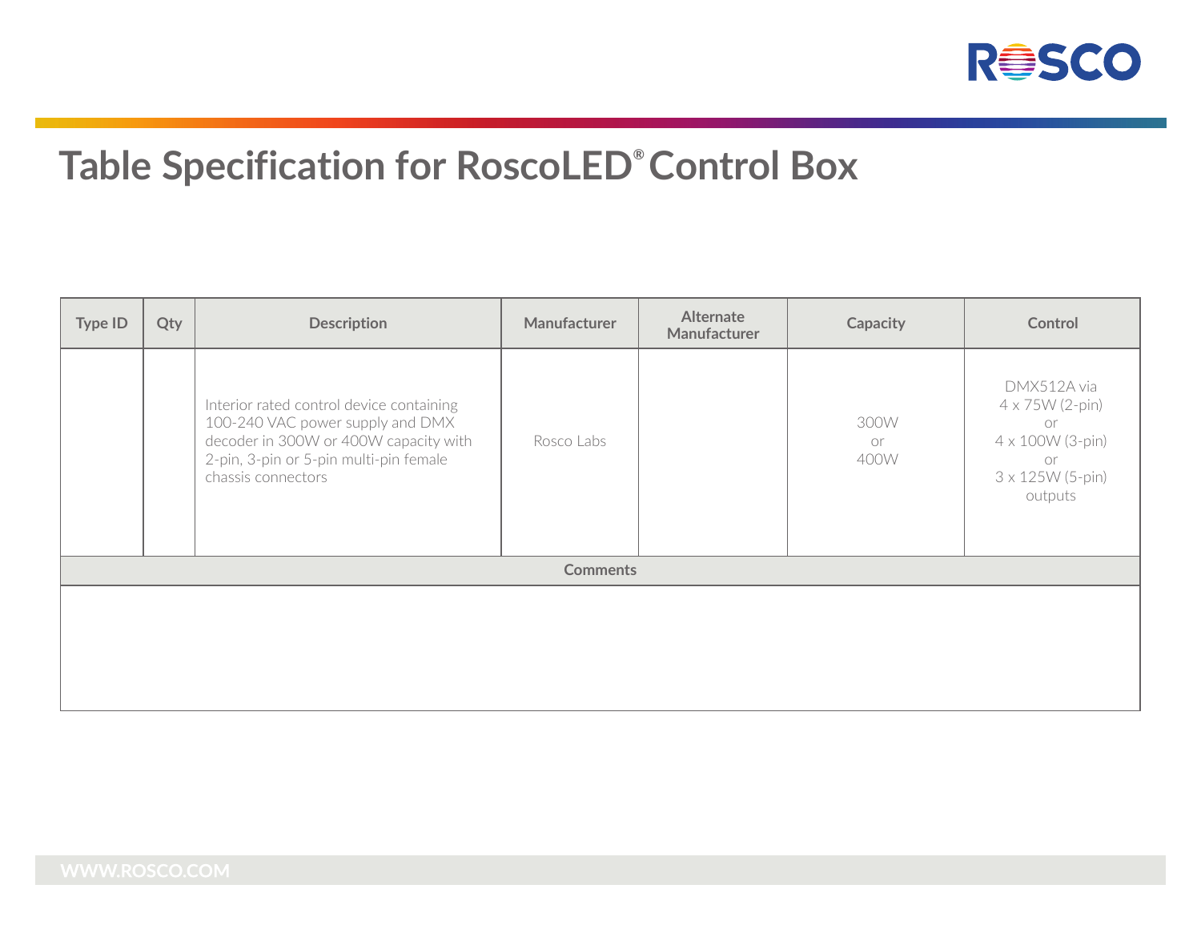# Table Specification for RoscoLED® Control Box

| Type ID | Qty | Description | Manufacturer | Alternate Manufacturer | Capacity | Control |
|---|---|---|---|---|---|---|
| | | Interior rated control device containing 100-240 VAC power supply and DMX decoder in 300W or 400W capacity with 2-pin, 3-pin or 5-pin multi-pin female chassis connectors | Rosco Labs | | 300W or 400W | DMX512A via 4 x 75W (2-pin) or 4 x 100W (3-pin) or 3 x 125W (5-pin) outputs |
| **Comments** | | | | | | |
| | | | | | | |

WWW.ROSCO.COM